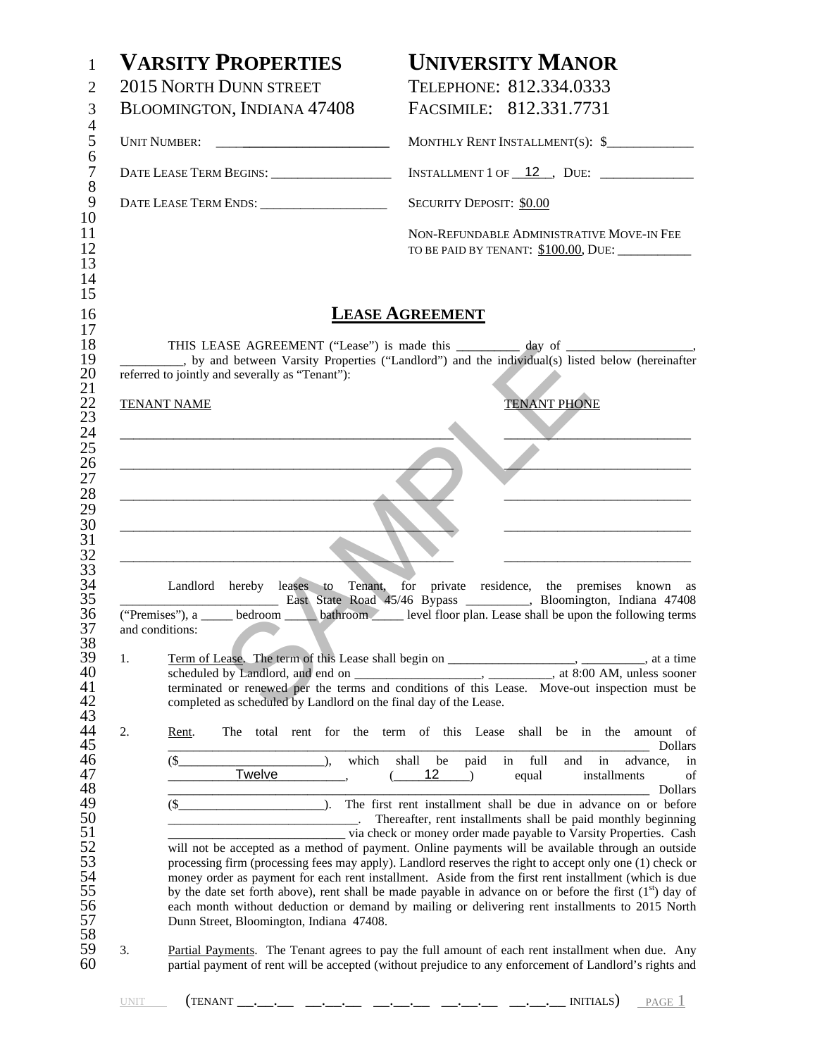**VARSITY PROPERTIES**
2015 NORTH DUNN STREET
BLOOMINGTON, INDIANA 47408

**UNIVERSITY MANOR**
TELEPHONE: 812.334.0333
FACSIMILE: 812.331.7731

UNIT NUMBER: ____________________

MONTHLY RENT INSTALLMENT(S): $____________

DATE LEASE TERM BEGINS: ________________

INSTALLMENT 1 OF __12__, DUE: ____________

DATE LEASE TERM ENDS: ________________

SECURITY DEPOSIT: $0.00

NON-REFUNDABLE ADMINISTRATIVE MOVE-IN FEE TO BE PAID BY TENANT: $100.00, DUE: __________

# LEASE AGREEMENT

THIS LEASE AGREEMENT ("Lease") is made this _________ day of __________________, _________, by and between Varsity Properties ("Landlord") and the individual(s) listed below (hereinafter referred to jointly and severally as "Tenant"):

| TENANT NAME | TENANT PHONE |
|---|---|
| ______________________________ | ____________________ |
| ______________________________ | ____________________ |
| ______________________________ | ____________________ |
| ______________________________ | ____________________ |
| ______________________________ | ____________________ |

Landlord hereby leases to Tenant, for private residence, the premises known as ________________________ East State Road 45/46 Bypass __________, Bloomington, Indiana 47408 ("Premises"), a _____ bedroom _____ bathroom _____ level floor plan. Lease shall be upon the following terms and conditions:

1. Term of Lease. The term of this Lease shall begin on ___________________, __________, at a time scheduled by Landlord, and end on ___________________, __________, at 8:00 AM, unless sooner terminated or renewed per the terms and conditions of this Lease. Move-out inspection must be completed as scheduled by Landlord on the final day of the Lease.

2. Rent. The total rent for the term of this Lease shall be in the amount of ______________________________________________________________________ Dollars ($______________________), which shall be paid in full and in advance, in __________Twelve__________, (____12____) equal installments of ______________________________________________________________________ Dollars ($______________________). The first rent installment shall be due in advance on or before ____________________________. Thereafter, rent installments shall be paid monthly beginning __________________________ via check or money order made payable to Varsity Properties. Cash will not be accepted as a method of payment. Online payments will be available through an outside processing firm (processing fees may apply). Landlord reserves the right to accept only one (1) check or money order as payment for each rent installment. Aside from the first rent installment (which is due by the date set forth above), rent shall be made payable in advance on or before the first (1st) day of each month without deduction or demand by mailing or delivering rent installments to 2015 North Dunn Street, Bloomington, Indiana 47408.

3. Partial Payments. The Tenant agrees to pay the full amount of each rent installment when due. Any partial payment of rent will be accepted (without prejudice to any enforcement of Landlord's rights and

UNIT ____ (TENANT __.__.__ __.__.__ __.__.__ __.__.__ __.__.__ INITIALS)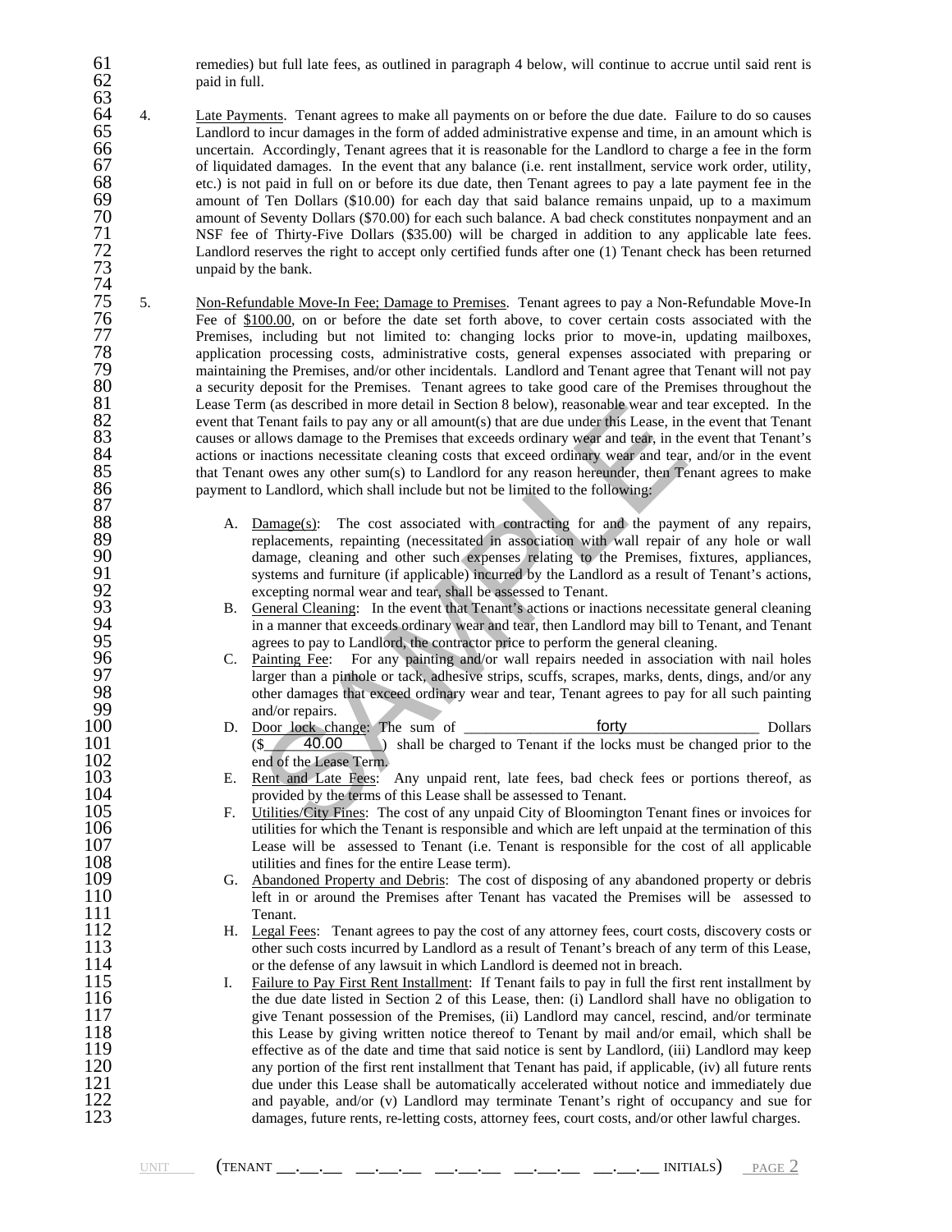remedies) but full late fees, as outlined in paragraph 4 below, will continue to accrue until said rent is paid in full.

4. Late Payments. Tenant agrees to make all payments on or before the due date. Failure to do so causes Landlord to incur damages in the form of added administrative expense and time, in an amount which is uncertain. Accordingly, Tenant agrees that it is reasonable for the Landlord to charge a fee in the form of liquidated damages. In the event that any balance (i.e. rent installment, service work order, utility, etc.) is not paid in full on or before its due date, then Tenant agrees to pay a late payment fee in the amount of Ten Dollars ($10.00) for each day that said balance remains unpaid, up to a maximum amount of Seventy Dollars ($70.00) for each such balance. A bad check constitutes nonpayment and an NSF fee of Thirty-Five Dollars ($35.00) will be charged in addition to any applicable late fees. Landlord reserves the right to accept only certified funds after one (1) Tenant check has been returned unpaid by the bank.

5. Non-Refundable Move-In Fee; Damage to Premises. Tenant agrees to pay a Non-Refundable Move-In Fee of $100.00, on or before the date set forth above, to cover certain costs associated with the Premises, including but not limited to: changing locks prior to move-in, updating mailboxes, application processing costs, administrative costs, general expenses associated with preparing or maintaining the Premises, and/or other incidentals. Landlord and Tenant agree that Tenant will not pay a security deposit for the Premises. Tenant agrees to take good care of the Premises throughout the Lease Term (as described in more detail in Section 8 below), reasonable wear and tear excepted. In the event that Tenant fails to pay any or all amount(s) that are due under this Lease, in the event that Tenant causes or allows damage to the Premises that exceeds ordinary wear and tear, in the event that Tenant's actions or inactions necessitate cleaning costs that exceed ordinary wear and tear, and/or in the event that Tenant owes any other sum(s) to Landlord for any reason hereunder, then Tenant agrees to make payment to Landlord, which shall include but not be limited to the following:

A. Damage(s): The cost associated with contracting for and the payment of any repairs, replacements, repainting (necessitated in association with wall repair of any hole or wall damage, cleaning and other such expenses relating to the Premises, fixtures, appliances, systems and furniture (if applicable) incurred by the Landlord as a result of Tenant's actions, excepting normal wear and tear, shall be assessed to Tenant.

B. General Cleaning: In the event that Tenant's actions or inactions necessitate general cleaning in a manner that exceeds ordinary wear and tear, then Landlord may bill to Tenant, and Tenant agrees to pay to Landlord, the contractor price to perform the general cleaning.

C. Painting Fee: For any painting and/or wall repairs needed in association with nail holes larger than a pinhole or tack, adhesive strips, scuffs, scrapes, marks, dents, dings, and/or any other damages that exceed ordinary wear and tear, Tenant agrees to pay for all such painting and/or repairs.

D. Door lock change: The sum of \_\_\_\_\_\_forty\_\_\_\_\_\_ Dollars ($\_\_40.00\_\_) shall be charged to Tenant if the locks must be changed prior to the end of the Lease Term.

E. Rent and Late Fees: Any unpaid rent, late fees, bad check fees or portions thereof, as provided by the terms of this Lease shall be assessed to Tenant.

F. Utilities/City Fines: The cost of any unpaid City of Bloomington Tenant fines or invoices for utilities for which the Tenant is responsible and which are left unpaid at the termination of this Lease will be assessed to Tenant (i.e. Tenant is responsible for the cost of all applicable utilities and fines for the entire Lease term).

G. Abandoned Property and Debris: The cost of disposing of any abandoned property or debris left in or around the Premises after Tenant has vacated the Premises will be assessed to Tenant.

H. Legal Fees: Tenant agrees to pay the cost of any attorney fees, court costs, discovery costs or other such costs incurred by Landlord as a result of Tenant's breach of any term of this Lease, or the defense of any lawsuit in which Landlord is deemed not in breach.

I. Failure to Pay First Rent Installment: If Tenant fails to pay in full the first rent installment by the due date listed in Section 2 of this Lease, then: (i) Landlord shall have no obligation to give Tenant possession of the Premises, (ii) Landlord may cancel, rescind, and/or terminate this Lease by giving written notice thereof to Tenant by mail and/or email, which shall be effective as of the date and time that said notice is sent by Landlord, (iii) Landlord may keep any portion of the first rent installment that Tenant has paid, if applicable, (iv) all future rents due under this Lease shall be automatically accelerated without notice and immediately due and payable, and/or (v) Landlord may terminate Tenant's right of occupancy and sue for damages, future rents, re-letting costs, attorney fees, court costs, and/or other lawful charges.

UNIT \_\_\_ (TENANT \_\_.\_\_.\_\_ \_\_.\_\_.\_\_ \_\_.\_\_.\_\_ \_\_.\_\_.\_\_ \_\_.\_\_.\_\_ INITIALS)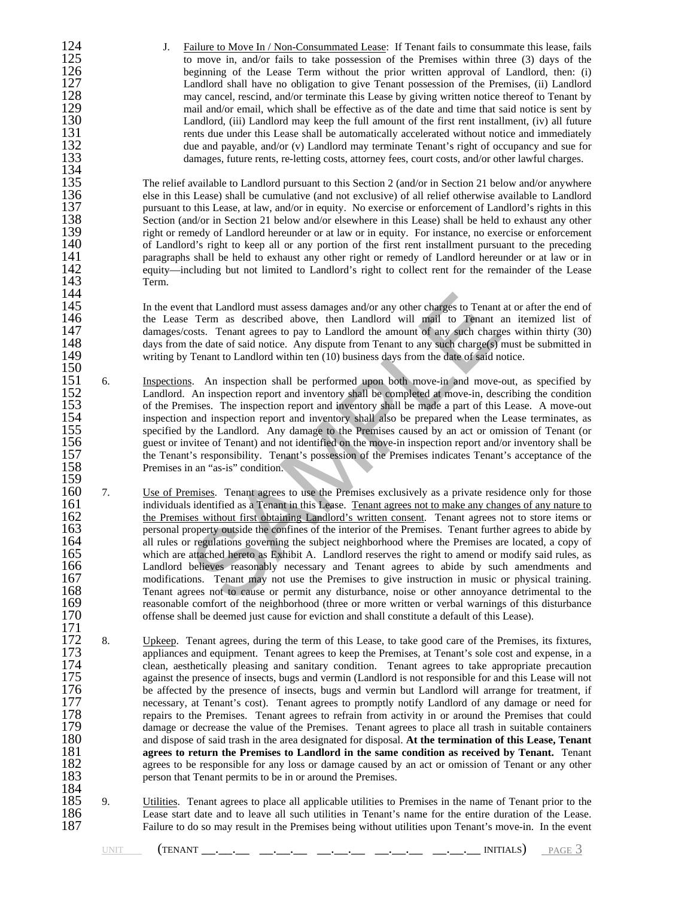J. Failure to Move In / Non-Consummated Lease: If Tenant fails to consummate this lease, fails to move in, and/or fails to take possession of the Premises within three (3) days of the beginning of the Lease Term without the prior written approval of Landlord, then: (i) Landlord shall have no obligation to give Tenant possession of the Premises, (ii) Landlord may cancel, rescind, and/or terminate this Lease by giving written notice thereof to Tenant by mail and/or email, which shall be effective as of the date and time that said notice is sent by Landlord, (iii) Landlord may keep the full amount of the first rent installment, (iv) all future rents due under this Lease shall be automatically accelerated without notice and immediately due and payable, and/or (v) Landlord may terminate Tenant's right of occupancy and sue for damages, future rents, re-letting costs, attorney fees, court costs, and/or other lawful charges.

The relief available to Landlord pursuant to this Section 2 (and/or in Section 21 below and/or anywhere else in this Lease) shall be cumulative (and not exclusive) of all relief otherwise available to Landlord pursuant to this Lease, at law, and/or in equity. No exercise or enforcement of Landlord's rights in this Section (and/or in Section 21 below and/or elsewhere in this Lease) shall be held to exhaust any other right or remedy of Landlord hereunder or at law or in equity. For instance, no exercise or enforcement of Landlord's right to keep all or any portion of the first rent installment pursuant to the preceding paragraphs shall be held to exhaust any other right or remedy of Landlord hereunder or at law or in equity—including but not limited to Landlord's right to collect rent for the remainder of the Lease Term.

In the event that Landlord must assess damages and/or any other charges to Tenant at or after the end of the Lease Term as described above, then Landlord will mail to Tenant an itemized list of damages/costs. Tenant agrees to pay to Landlord the amount of any such charges within thirty (30) days from the date of said notice. Any dispute from Tenant to any such charge(s) must be submitted in writing by Tenant to Landlord within ten (10) business days from the date of said notice.

6. Inspections. An inspection shall be performed upon both move-in and move-out, as specified by Landlord. An inspection report and inventory shall be completed at move-in, describing the condition of the Premises. The inspection report and inventory shall be made a part of this Lease. A move-out inspection and inspection report and inventory shall also be prepared when the Lease terminates, as specified by the Landlord. Any damage to the Premises caused by an act or omission of Tenant (or guest or invitee of Tenant) and not identified on the move-in inspection report and/or inventory shall be the Tenant's responsibility. Tenant's possession of the Premises indicates Tenant's acceptance of the Premises in an "as-is" condition.

7. Use of Premises. Tenant agrees to use the Premises exclusively as a private residence only for those individuals identified as a Tenant in this Lease. Tenant agrees not to make any changes of any nature to the Premises without first obtaining Landlord's written consent. Tenant agrees not to store items or personal property outside the confines of the interior of the Premises. Tenant further agrees to abide by all rules or regulations governing the subject neighborhood where the Premises are located, a copy of which are attached hereto as Exhibit A. Landlord reserves the right to amend or modify said rules, as Landlord believes reasonably necessary and Tenant agrees to abide by such amendments and modifications. Tenant may not use the Premises to give instruction in music or physical training. Tenant agrees not to cause or permit any disturbance, noise or other annoyance detrimental to the reasonable comfort of the neighborhood (three or more written or verbal warnings of this disturbance offense shall be deemed just cause for eviction and shall constitute a default of this Lease).

8. Upkeep. Tenant agrees, during the term of this Lease, to take good care of the Premises, its fixtures, appliances and equipment. Tenant agrees to keep the Premises, at Tenant's sole cost and expense, in a clean, aesthetically pleasing and sanitary condition. Tenant agrees to take appropriate precaution against the presence of insects, bugs and vermin (Landlord is not responsible for and this Lease will not be affected by the presence of insects, bugs and vermin but Landlord will arrange for treatment, if necessary, at Tenant's cost). Tenant agrees to promptly notify Landlord of any damage or need for repairs to the Premises. Tenant agrees to refrain from activity in or around the Premises that could damage or decrease the value of the Premises. Tenant agrees to place all trash in suitable containers and dispose of said trash in the area designated for disposal. **At the termination of this Lease, Tenant agrees to return the Premises to Landlord in the same condition as received by Tenant.** Tenant agrees to be responsible for any loss or damage caused by an act or omission of Tenant or any other person that Tenant permits to be in or around the Premises.

9. Utilities. Tenant agrees to place all applicable utilities to Premises in the name of Tenant prior to the Lease start date and to leave all such utilities in Tenant's name for the entire duration of the Lease. Failure to do so may result in the Premises being without utilities upon Tenant's move-in. In the event

UNIT ____ (TENANT __.__.__ __.__.__ __.__.__ __.__.__ __.__.__ INITIALS)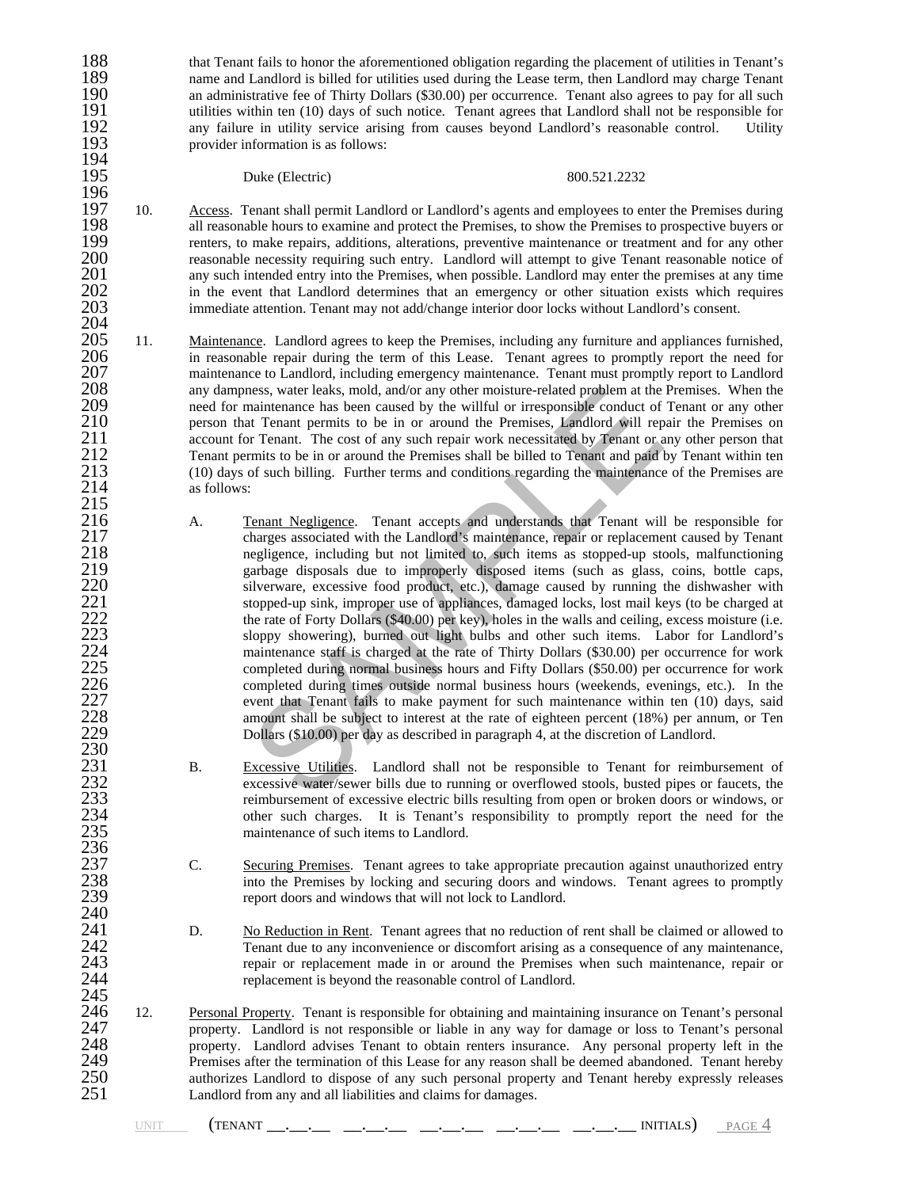that Tenant fails to honor the aforementioned obligation regarding the placement of utilities in Tenant's name and Landlord is billed for utilities used during the Lease term, then Landlord may charge Tenant an administrative fee of Thirty Dollars ($30.00) per occurrence. Tenant also agrees to pay for all such utilities within ten (10) days of such notice. Tenant agrees that Landlord shall not be responsible for any failure in utility service arising from causes beyond Landlord's reasonable control. Utility provider information is as follows:

| | |
|---|---|
| Duke (Electric) | 800.521.2232 |

10. Access. Tenant shall permit Landlord or Landlord's agents and employees to enter the Premises during all reasonable hours to examine and protect the Premises, to show the Premises to prospective buyers or renters, to make repairs, additions, alterations, preventive maintenance or treatment and for any other reasonable necessity requiring such entry. Landlord will attempt to give Tenant reasonable notice of any such intended entry into the Premises, when possible. Landlord may enter the premises at any time in the event that Landlord determines that an emergency or other situation exists which requires immediate attention. Tenant may not add/change interior door locks without Landlord's consent.

11. Maintenance. Landlord agrees to keep the Premises, including any furniture and appliances furnished, in reasonable repair during the term of this Lease. Tenant agrees to promptly report the need for maintenance to Landlord, including emergency maintenance. Tenant must promptly report to Landlord any dampness, water leaks, mold, and/or any other moisture-related problem at the Premises. When the need for maintenance has been caused by the willful or irresponsible conduct of Tenant or any other person that Tenant permits to be in or around the Premises, Landlord will repair the Premises on account for Tenant. The cost of any such repair work necessitated by Tenant or any other person that Tenant permits to be in or around the Premises shall be billed to Tenant and paid by Tenant within ten (10) days of such billing. Further terms and conditions regarding the maintenance of the Premises are as follows:

   A. Tenant Negligence. Tenant accepts and understands that Tenant will be responsible for charges associated with the Landlord's maintenance, repair or replacement caused by Tenant negligence, including but not limited to, such items as stopped-up stools, malfunctioning garbage disposals due to improperly disposed items (such as glass, coins, bottle caps, silverware, excessive food product, etc.), damage caused by running the dishwasher with stopped-up sink, improper use of appliances, damaged locks, lost mail keys (to be charged at the rate of Forty Dollars ($40.00) per key), holes in the walls and ceiling, excess moisture (i.e. sloppy showering), burned out light bulbs and other such items. Labor for Landlord's maintenance staff is charged at the rate of Thirty Dollars ($30.00) per occurrence for work completed during normal business hours and Fifty Dollars ($50.00) per occurrence for work completed during times outside normal business hours (weekends, evenings, etc.). In the event that Tenant fails to make payment for such maintenance within ten (10) days, said amount shall be subject to interest at the rate of eighteen percent (18%) per annum, or Ten Dollars ($10.00) per day as described in paragraph 4, at the discretion of Landlord.

   B. Excessive Utilities. Landlord shall not be responsible to Tenant for reimbursement of excessive water/sewer bills due to running or overflowed stools, busted pipes or faucets, the reimbursement of excessive electric bills resulting from open or broken doors or windows, or other such charges. It is Tenant's responsibility to promptly report the need for the maintenance of such items to Landlord.

   C. Securing Premises. Tenant agrees to take appropriate precaution against unauthorized entry into the Premises by locking and securing doors and windows. Tenant agrees to promptly report doors and windows that will not lock to Landlord.

   D. No Reduction in Rent. Tenant agrees that no reduction of rent shall be claimed or allowed to Tenant due to any inconvenience or discomfort arising as a consequence of any maintenance, repair or replacement made in or around the Premises when such maintenance, repair or replacement is beyond the reasonable control of Landlord.

12. Personal Property. Tenant is responsible for obtaining and maintaining insurance on Tenant's personal property. Landlord is not responsible or liable in any way for damage or loss to Tenant's personal property. Landlord advises Tenant to obtain renters insurance. Any personal property left in the Premises after the termination of this Lease for any reason shall be deemed abandoned. Tenant hereby authorizes Landlord to dispose of any such personal property and Tenant hereby expressly releases Landlord from any and all liabilities and claims for damages.

UNIT ____ (TENANT __.__.__ __.__.__ __.__.__ __.__.__ __.__.__ INITIALS)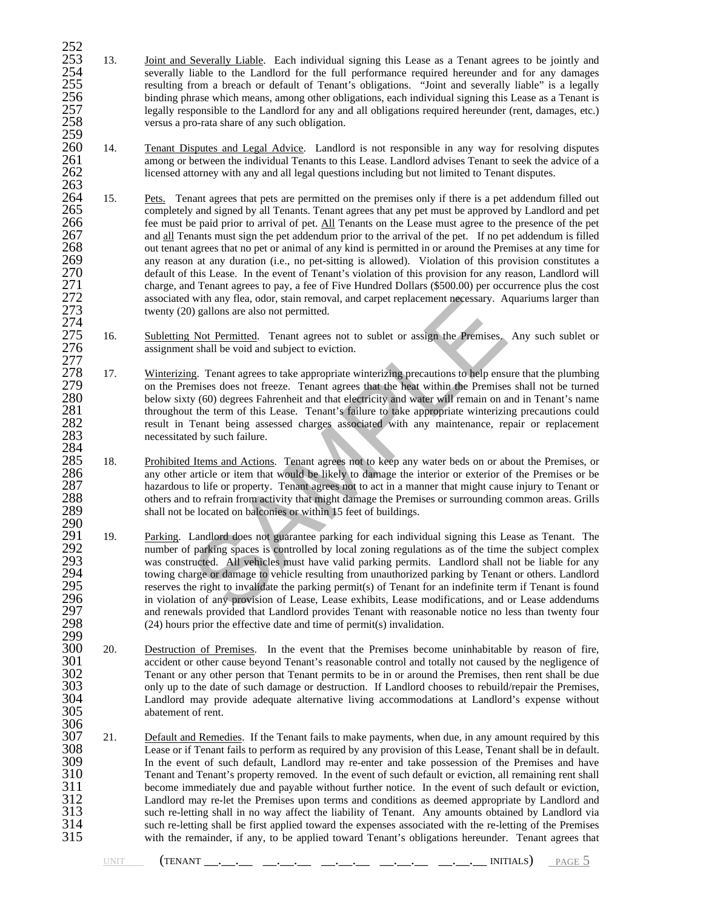13. Joint and Severally Liable. Each individual signing this Lease as a Tenant agrees to be jointly and severally liable to the Landlord for the full performance required hereunder and for any damages resulting from a breach or default of Tenant's obligations. "Joint and severally liable" is a legally binding phrase which means, among other obligations, each individual signing this Lease as a Tenant is legally responsible to the Landlord for any and all obligations required hereunder (rent, damages, etc.) versus a pro-rata share of any such obligation.

14. Tenant Disputes and Legal Advice. Landlord is not responsible in any way for resolving disputes among or between the individual Tenants to this Lease. Landlord advises Tenant to seek the advice of a licensed attorney with any and all legal questions including but not limited to Tenant disputes.

15. Pets. Tenant agrees that pets are permitted on the premises only if there is a pet addendum filled out completely and signed by all Tenants. Tenant agrees that any pet must be approved by Landlord and pet fee must be paid prior to arrival of pet. All Tenants on the Lease must agree to the presence of the pet and all Tenants must sign the pet addendum prior to the arrival of the pet. If no pet addendum is filled out tenant agrees that no pet or animal of any kind is permitted in or around the Premises at any time for any reason at any duration (i.e., no pet-sitting is allowed). Violation of this provision constitutes a default of this Lease. In the event of Tenant's violation of this provision for any reason, Landlord will charge, and Tenant agrees to pay, a fee of Five Hundred Dollars ($500.00) per occurrence plus the cost associated with any flea, odor, stain removal, and carpet replacement necessary. Aquariums larger than twenty (20) gallons are also not permitted.

16. Subletting Not Permitted. Tenant agrees not to sublet or assign the Premises. Any such sublet or assignment shall be void and subject to eviction.

17. Winterizing. Tenant agrees to take appropriate winterizing precautions to help ensure that the plumbing on the Premises does not freeze. Tenant agrees that the heat within the Premises shall not be turned below sixty (60) degrees Fahrenheit and that electricity and water will remain on and in Tenant's name throughout the term of this Lease. Tenant's failure to take appropriate winterizing precautions could result in Tenant being assessed charges associated with any maintenance, repair or replacement necessitated by such failure.

18. Prohibited Items and Actions. Tenant agrees not to keep any water beds on or about the Premises, or any other article or item that would be likely to damage the interior or exterior of the Premises or be hazardous to life or property. Tenant agrees not to act in a manner that might cause injury to Tenant or others and to refrain from activity that might damage the Premises or surrounding common areas. Grills shall not be located on balconies or within 15 feet of buildings.

19. Parking. Landlord does not guarantee parking for each individual signing this Lease as Tenant. The number of parking spaces is controlled by local zoning regulations as of the time the subject complex was constructed. All vehicles must have valid parking permits. Landlord shall not be liable for any towing charge or damage to vehicle resulting from unauthorized parking by Tenant or others. Landlord reserves the right to invalidate the parking permit(s) of Tenant for an indefinite term if Tenant is found in violation of any provision of Lease, Lease exhibits, Lease modifications, and or Lease addendums and renewals provided that Landlord provides Tenant with reasonable notice no less than twenty four (24) hours prior the effective date and time of permit(s) invalidation.

20. Destruction of Premises. In the event that the Premises become uninhabitable by reason of fire, accident or other cause beyond Tenant's reasonable control and totally not caused by the negligence of Tenant or any other person that Tenant permits to be in or around the Premises, then rent shall be due only up to the date of such damage or destruction. If Landlord chooses to rebuild/repair the Premises, Landlord may provide adequate alternative living accommodations at Landlord's expense without abatement of rent.

21. Default and Remedies. If the Tenant fails to make payments, when due, in any amount required by this Lease or if Tenant fails to perform as required by any provision of this Lease, Tenant shall be in default. In the event of such default, Landlord may re-enter and take possession of the Premises and have Tenant and Tenant's property removed. In the event of such default or eviction, all remaining rent shall become immediately due and payable without further notice. In the event of such default or eviction, Landlord may re-let the Premises upon terms and conditions as deemed appropriate by Landlord and such re-letting shall in no way affect the liability of Tenant. Any amounts obtained by Landlord via such re-letting shall be first applied toward the expenses associated with the re-letting of the Premises with the remainder, if any, to be applied toward Tenant's obligations hereunder. Tenant agrees that

UNIT ___ (TENANT __.__.__ __.__.__ __.__.__ __.__.__ __.__.__ INITIALS)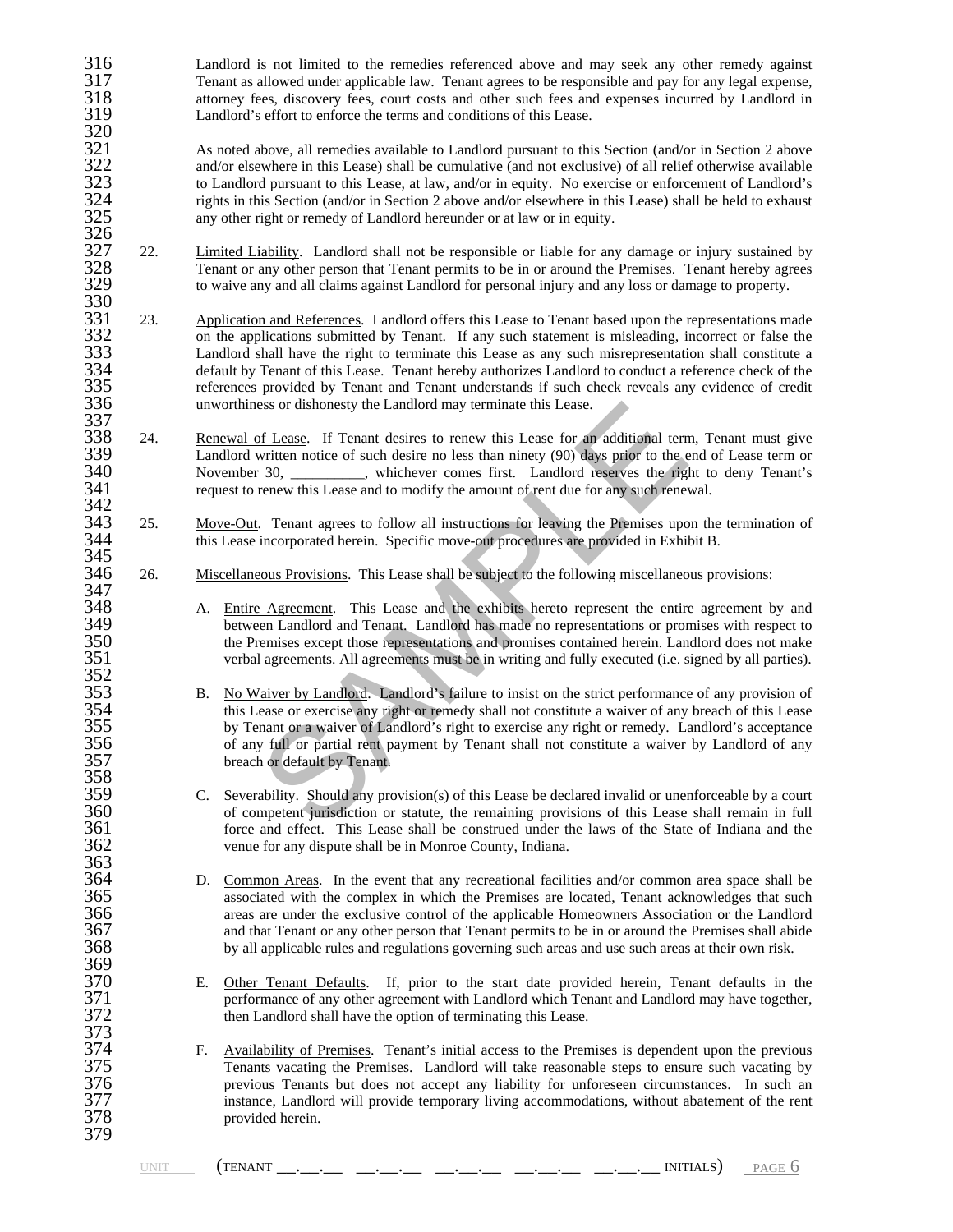Landlord is not limited to the remedies referenced above and may seek any other remedy against Tenant as allowed under applicable law. Tenant agrees to be responsible and pay for any legal expense, attorney fees, discovery fees, court costs and other such fees and expenses incurred by Landlord in Landlord's effort to enforce the terms and conditions of this Lease.

As noted above, all remedies available to Landlord pursuant to this Section (and/or in Section 2 above and/or elsewhere in this Lease) shall be cumulative (and not exclusive) of all relief otherwise available to Landlord pursuant to this Lease, at law, and/or in equity. No exercise or enforcement of Landlord's rights in this Section (and/or in Section 2 above and/or elsewhere in this Lease) shall be held to exhaust any other right or remedy of Landlord hereunder or at law or in equity.

22. Limited Liability. Landlord shall not be responsible or liable for any damage or injury sustained by Tenant or any other person that Tenant permits to be in or around the Premises. Tenant hereby agrees to waive any and all claims against Landlord for personal injury and any loss or damage to property.

23. Application and References. Landlord offers this Lease to Tenant based upon the representations made on the applications submitted by Tenant. If any such statement is misleading, incorrect or false the Landlord shall have the right to terminate this Lease as any such misrepresentation shall constitute a default by Tenant of this Lease. Tenant hereby authorizes Landlord to conduct a reference check of the references provided by Tenant and Tenant understands if such check reveals any evidence of credit unworthiness or dishonesty the Landlord may terminate this Lease.

24. Renewal of Lease. If Tenant desires to renew this Lease for an additional term, Tenant must give Landlord written notice of such desire no less than ninety (90) days prior to the end of Lease term or November 30, __________, whichever comes first. Landlord reserves the right to deny Tenant's request to renew this Lease and to modify the amount of rent due for any such renewal.

25. Move-Out. Tenant agrees to follow all instructions for leaving the Premises upon the termination of this Lease incorporated herein. Specific move-out procedures are provided in Exhibit B.

26. Miscellaneous Provisions. This Lease shall be subject to the following miscellaneous provisions:

A. Entire Agreement. This Lease and the exhibits hereto represent the entire agreement by and between Landlord and Tenant. Landlord has made no representations or promises with respect to the Premises except those representations and promises contained herein. Landlord does not make verbal agreements. All agreements must be in writing and fully executed (i.e. signed by all parties).

B. No Waiver by Landlord. Landlord's failure to insist on the strict performance of any provision of this Lease or exercise any right or remedy shall not constitute a waiver of any breach of this Lease by Tenant or a waiver of Landlord's right to exercise any right or remedy. Landlord's acceptance of any full or partial rent payment by Tenant shall not constitute a waiver by Landlord of any breach or default by Tenant.

C. Severability. Should any provision(s) of this Lease be declared invalid or unenforceable by a court of competent jurisdiction or statute, the remaining provisions of this Lease shall remain in full force and effect. This Lease shall be construed under the laws of the State of Indiana and the venue for any dispute shall be in Monroe County, Indiana.

D. Common Areas. In the event that any recreational facilities and/or common area space shall be associated with the complex in which the Premises are located, Tenant acknowledges that such areas are under the exclusive control of the applicable Homeowners Association or the Landlord and that Tenant or any other person that Tenant permits to be in or around the Premises shall abide by all applicable rules and regulations governing such areas and use such areas at their own risk.

E. Other Tenant Defaults. If, prior to the start date provided herein, Tenant defaults in the performance of any other agreement with Landlord which Tenant and Landlord may have together, then Landlord shall have the option of terminating this Lease.

F. Availability of Premises. Tenant's initial access to the Premises is dependent upon the previous Tenants vacating the Premises. Landlord will take reasonable steps to ensure such vacating by previous Tenants but does not accept any liability for unforeseen circumstances. In such an instance, Landlord will provide temporary living accommodations, without abatement of the rent provided herein.

UNIT ____ (TENANT __.__.__ __.__.__ __.__.__ __.__.__ __.__.__ INITIALS)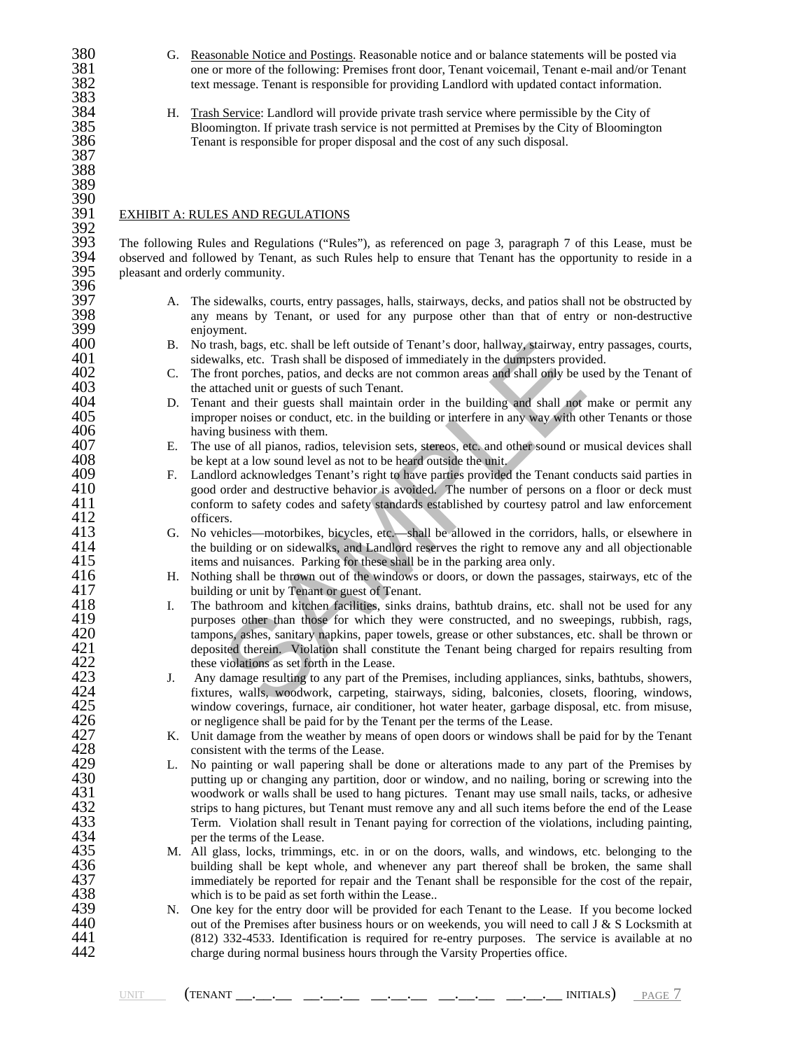G. Reasonable Notice and Postings. Reasonable notice and or balance statements will be posted via one or more of the following: Premises front door, Tenant voicemail, Tenant e-mail and/or Tenant text message. Tenant is responsible for providing Landlord with updated contact information.

H. Trash Service: Landlord will provide private trash service where permissible by the City of Bloomington. If private trash service is not permitted at Premises by the City of Bloomington Tenant is responsible for proper disposal and the cost of any such disposal.

## EXHIBIT A: RULES AND REGULATIONS

The following Rules and Regulations ("Rules"), as referenced on page 3, paragraph 7 of this Lease, must be observed and followed by Tenant, as such Rules help to ensure that Tenant has the opportunity to reside in a pleasant and orderly community.

A. The sidewalks, courts, entry passages, halls, stairways, decks, and patios shall not be obstructed by any means by Tenant, or used for any purpose other than that of entry or non-destructive enjoyment.

B. No trash, bags, etc. shall be left outside of Tenant's door, hallway, stairway, entry passages, courts, sidewalks, etc. Trash shall be disposed of immediately in the dumpsters provided.

C. The front porches, patios, and decks are not common areas and shall only be used by the Tenant of the attached unit or guests of such Tenant.

D. Tenant and their guests shall maintain order in the building and shall not make or permit any improper noises or conduct, etc. in the building or interfere in any way with other Tenants or those having business with them.

E. The use of all pianos, radios, television sets, stereos, etc. and other sound or musical devices shall be kept at a low sound level as not to be heard outside the unit.

F. Landlord acknowledges Tenant's right to have parties provided the Tenant conducts said parties in good order and destructive behavior is avoided. The number of persons on a floor or deck must conform to safety codes and safety standards established by courtesy patrol and law enforcement officers.

G. No vehicles—motorbikes, bicycles, etc.—shall be allowed in the corridors, halls, or elsewhere in the building or on sidewalks, and Landlord reserves the right to remove any and all objectionable items and nuisances. Parking for these shall be in the parking area only.

H. Nothing shall be thrown out of the windows or doors, or down the passages, stairways, etc of the building or unit by Tenant or guest of Tenant.

I. The bathroom and kitchen facilities, sinks drains, bathtub drains, etc. shall not be used for any purposes other than those for which they were constructed, and no sweepings, rubbish, rags, tampons, ashes, sanitary napkins, paper towels, grease or other substances, etc. shall be thrown or deposited therein. Violation shall constitute the Tenant being charged for repairs resulting from these violations as set forth in the Lease.

J. Any damage resulting to any part of the Premises, including appliances, sinks, bathtubs, showers, fixtures, walls, woodwork, carpeting, stairways, siding, balconies, closets, flooring, windows, window coverings, furnace, air conditioner, hot water heater, garbage disposal, etc. from misuse, or negligence shall be paid for by the Tenant per the terms of the Lease.

K. Unit damage from the weather by means of open doors or windows shall be paid for by the Tenant consistent with the terms of the Lease.

L. No painting or wall papering shall be done or alterations made to any part of the Premises by putting up or changing any partition, door or window, and no nailing, boring or screwing into the woodwork or walls shall be used to hang pictures. Tenant may use small nails, tacks, or adhesive strips to hang pictures, but Tenant must remove any and all such items before the end of the Lease Term. Violation shall result in Tenant paying for correction of the violations, including painting, per the terms of the Lease.

M. All glass, locks, trimmings, etc. in or on the doors, walls, and windows, etc. belonging to the building shall be kept whole, and whenever any part thereof shall be broken, the same shall immediately be reported for repair and the Tenant shall be responsible for the cost of the repair, which is to be paid as set forth within the Lease..

N. One key for the entry door will be provided for each Tenant to the Lease. If you become locked out of the Premises after business hours or on weekends, you will need to call J & S Locksmith at (812) 332-4533. Identification is required for re-entry purposes. The service is available at no charge during normal business hours through the Varsity Properties office.

UNIT ___ (TENANT \_\_.\_\_.\_\_ \_\_.\_\_.\_\_ \_\_.\_\_.\_\_ \_\_.\_\_.\_\_ \_\_.\_\_.\_\_ INITIALS)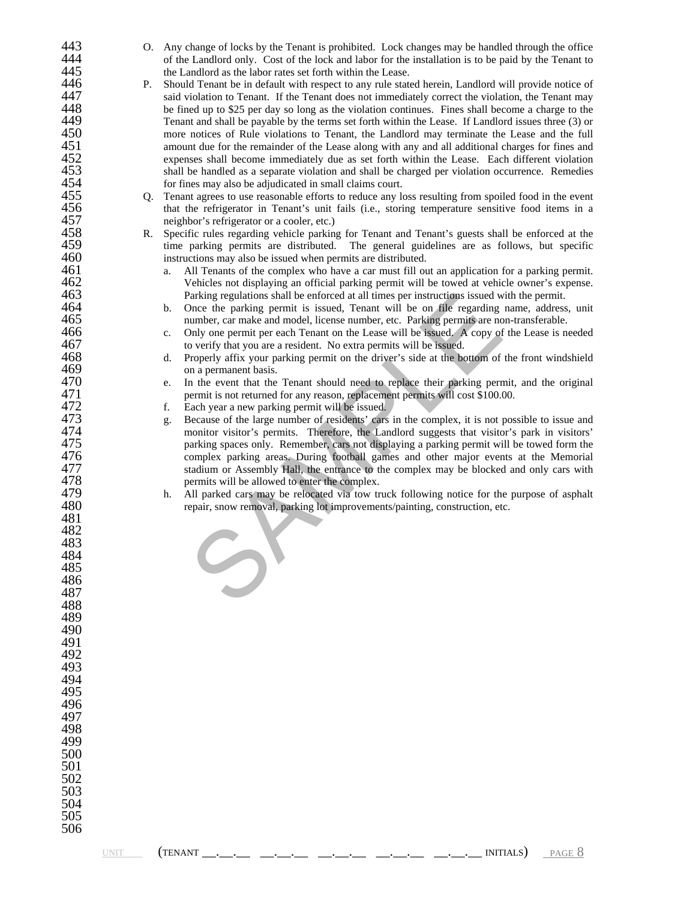O. Any change of locks by the Tenant is prohibited. Lock changes may be handled through the office of the Landlord only. Cost of the lock and labor for the installation is to be paid by the Tenant to the Landlord as the labor rates set forth within the Lease.

P. Should Tenant be in default with respect to any rule stated herein, Landlord will provide notice of said violation to Tenant. If the Tenant does not immediately correct the violation, the Tenant may be fined up to $25 per day so long as the violation continues. Fines shall become a charge to the Tenant and shall be payable by the terms set forth within the Lease. If Landlord issues three (3) or more notices of Rule violations to Tenant, the Landlord may terminate the Lease and the full amount due for the remainder of the Lease along with any and all additional charges for fines and expenses shall become immediately due as set forth within the Lease. Each different violation shall be handled as a separate violation and shall be charged per violation occurrence. Remedies for fines may also be adjudicated in small claims court.

Q. Tenant agrees to use reasonable efforts to reduce any loss resulting from spoiled food in the event that the refrigerator in Tenant's unit fails (i.e., storing temperature sensitive food items in a neighbor's refrigerator or a cooler, etc.)

R. Specific rules regarding vehicle parking for Tenant and Tenant's guests shall be enforced at the time parking permits are distributed. The general guidelines are as follows, but specific instructions may also be issued when permits are distributed.

   a. All Tenants of the complex who have a car must fill out an application for a parking permit. Vehicles not displaying an official parking permit will be towed at vehicle owner's expense. Parking regulations shall be enforced at all times per instructions issued with the permit.
   b. Once the parking permit is issued, Tenant will be on file regarding name, address, unit number, car make and model, license number, etc. Parking permits are non-transferable.
   c. Only one permit per each Tenant on the Lease will be issued. A copy of the Lease is needed to verify that you are a resident. No extra permits will be issued.
   d. Properly affix your parking permit on the driver's side at the bottom of the front windshield on a permanent basis.
   e. In the event that the Tenant should need to replace their parking permit, and the original permit is not returned for any reason, replacement permits will cost $100.00.
   f. Each year a new parking permit will be issued.
   g. Because of the large number of residents' cars in the complex, it is not possible to issue and monitor visitor's permits. Therefore, the Landlord suggests that visitor's park in visitors' parking spaces only. Remember, cars not displaying a parking permit will be towed form the complex parking areas. During football games and other major events at the Memorial stadium or Assembly Hall, the entrance to the complex may be blocked and only cars with permits will be allowed to enter the complex.
   h. All parked cars may be relocated via tow truck following notice for the purpose of asphalt repair, snow removal, parking lot improvements/painting, construction, etc.

UNIT ____ (TENANT __.__.__ __.__.__ __.__.__ __.__.__ __.__.__ INITIALS)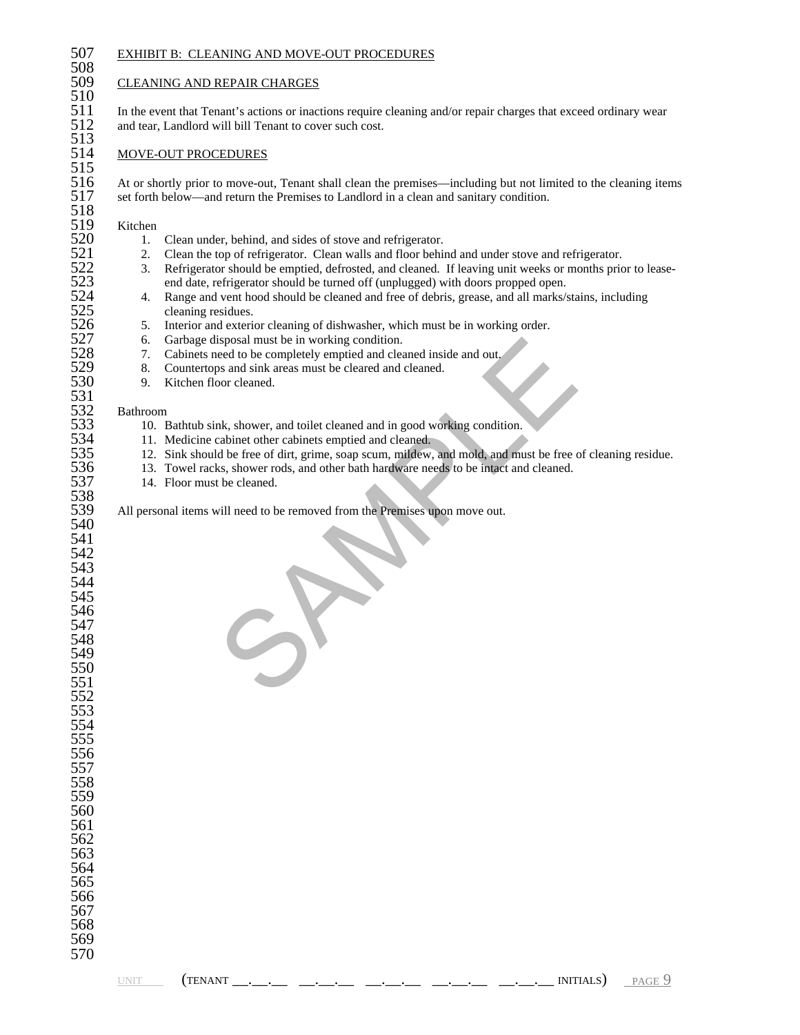## EXHIBIT B: CLEANING AND MOVE-OUT PROCEDURES

### CLEANING AND REPAIR CHARGES

In the event that Tenant's actions or inactions require cleaning and/or repair charges that exceed ordinary wear and tear, Landlord will bill Tenant to cover such cost.

### MOVE-OUT PROCEDURES

At or shortly prior to move-out, Tenant shall clean the premises—including but not limited to the cleaning items set forth below—and return the Premises to Landlord in a clean and sanitary condition.

Kitchen

1. Clean under, behind, and sides of stove and refrigerator.
2. Clean the top of refrigerator. Clean walls and floor behind and under stove and refrigerator.
3. Refrigerator should be emptied, defrosted, and cleaned. If leaving unit weeks or months prior to lease-end date, refrigerator should be turned off (unplugged) with doors propped open.
4. Range and vent hood should be cleaned and free of debris, grease, and all marks/stains, including cleaning residues.
5. Interior and exterior cleaning of dishwasher, which must be in working order.
6. Garbage disposal must be in working condition.
7. Cabinets need to be completely emptied and cleaned inside and out.
8. Countertops and sink areas must be cleared and cleaned.
9. Kitchen floor cleaned.

Bathroom

10. Bathtub sink, shower, and toilet cleaned and in good working condition.
11. Medicine cabinet other cabinets emptied and cleaned.
12. Sink should be free of dirt, grime, soap scum, mildew, and mold, and must be free of cleaning residue.
13. Towel racks, shower rods, and other bath hardware needs to be intact and cleaned.
14. Floor must be cleaned.

All personal items will need to be removed from the Premises upon move out.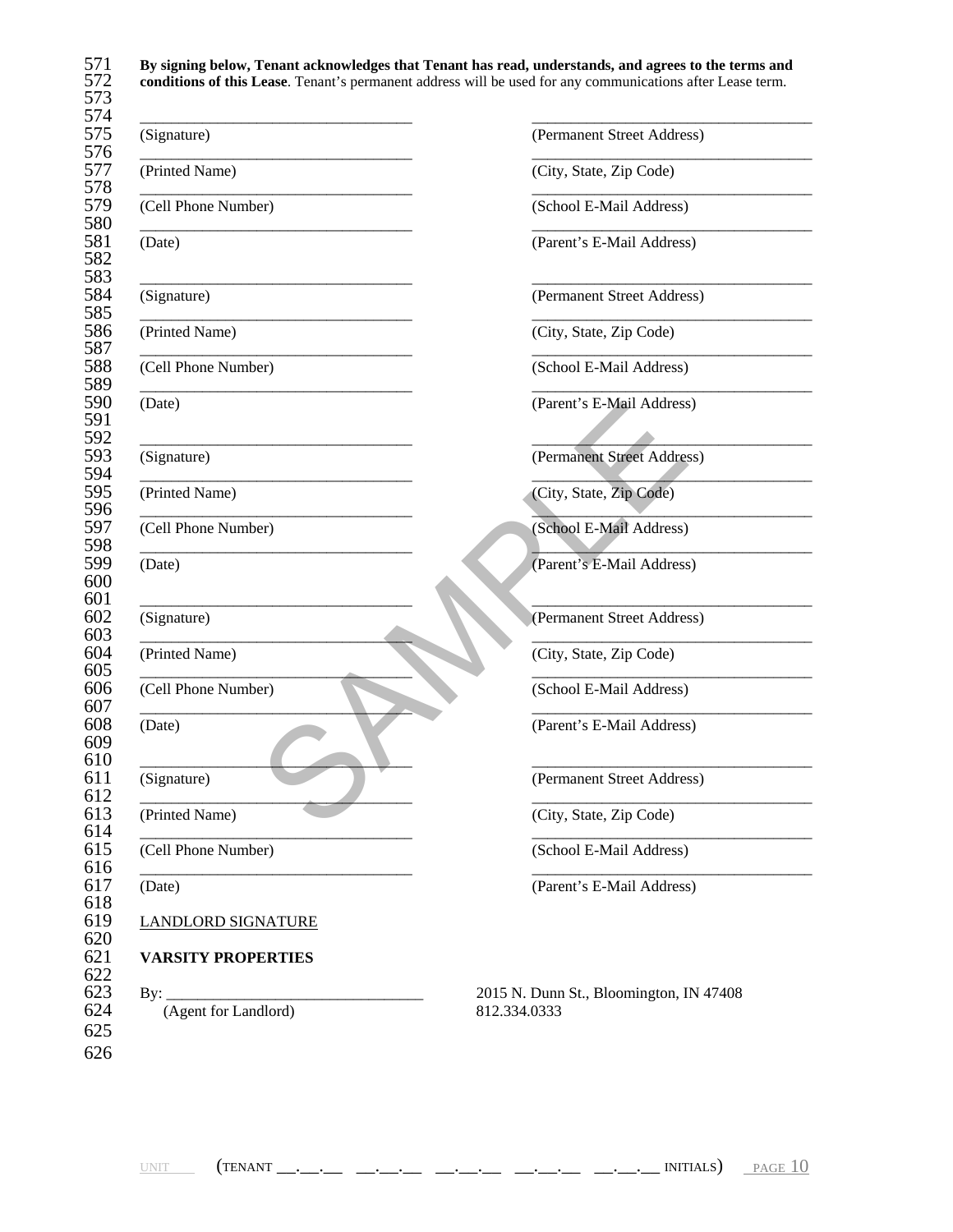**By signing below, Tenant acknowledges that Tenant has read, understands, and agrees to the terms and conditions of this Lease**. Tenant's permanent address will be used for any communications after Lease term.

| | |
|---|---|
| ______________________________ | ______________________________ |
| (Signature) | (Permanent Street Address) |
| ______________________________ | ______________________________ |
| (Printed Name) | (City, State, Zip Code) |
| ______________________________ | ______________________________ |
| (Cell Phone Number) | (School E-Mail Address) |
| ______________________________ | ______________________________ |
| (Date) | (Parent's E-Mail Address) |

| | |
|---|---|
| ______________________________ | ______________________________ |
| (Signature) | (Permanent Street Address) |
| ______________________________ | ______________________________ |
| (Printed Name) | (City, State, Zip Code) |
| ______________________________ | ______________________________ |
| (Cell Phone Number) | (School E-Mail Address) |
| ______________________________ | ______________________________ |
| (Date) | (Parent's E-Mail Address) |

| | |
|---|---|
| ______________________________ | ______________________________ |
| (Signature) | (Permanent Street Address) |
| ______________________________ | ______________________________ |
| (Printed Name) | (City, State, Zip Code) |
| ______________________________ | ______________________________ |
| (Cell Phone Number) | (School E-Mail Address) |
| ______________________________ | ______________________________ |
| (Date) | (Parent's E-Mail Address) |

| | |
|---|---|
| ______________________________ | ______________________________ |
| (Signature) | (Permanent Street Address) |
| ______________________________ | ______________________________ |
| (Printed Name) | (City, State, Zip Code) |
| ______________________________ | ______________________________ |
| (Cell Phone Number) | (School E-Mail Address) |
| ______________________________ | ______________________________ |
| (Date) | (Parent's E-Mail Address) |

| | |
|---|---|
| ______________________________ | ______________________________ |
| (Signature) | (Permanent Street Address) |
| ______________________________ | ______________________________ |
| (Printed Name) | (City, State, Zip Code) |
| ______________________________ | ______________________________ |
| (Cell Phone Number) | (School E-Mail Address) |
| ______________________________ | ______________________________ |
| (Date) | (Parent's E-Mail Address) |

LANDLORD SIGNATURE

**VARSITY PROPERTIES**

By: ______________________________
(Agent for Landlord)

2015 N. Dunn St., Bloomington, IN 47408
812.334.0333

UNIT ____ (TENANT __.__.__ __.__.__ __.__.__ __.__.__ __.__.__ INITIALS)